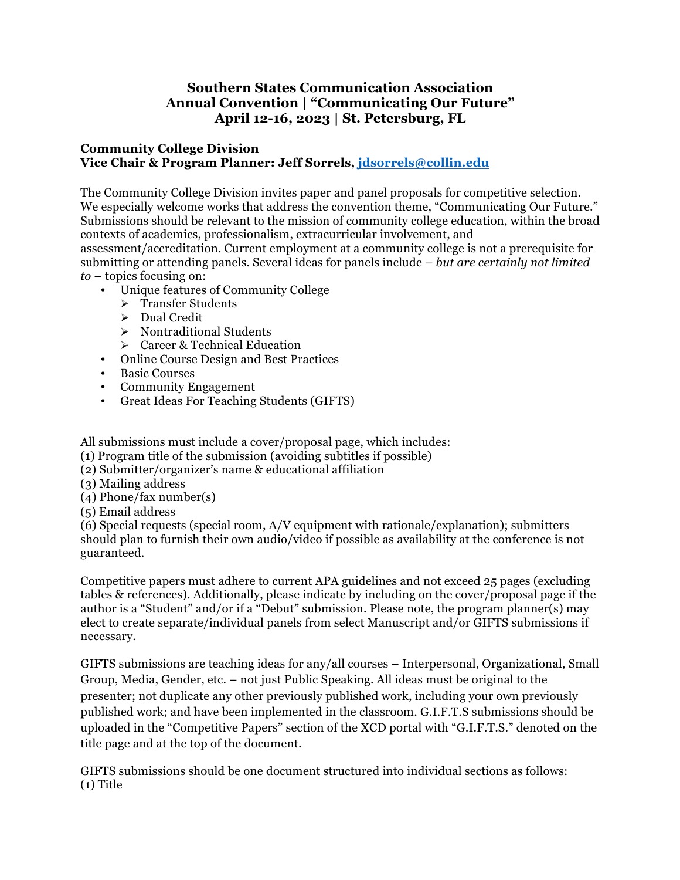# Southern States Communication Association
# Annual Convention | "Communicating Our Future"
# April 12-16, 2023 | St. Petersburg, FL

**Community College Division**
**Vice Chair & Program Planner: Jeff Sorrels, jdsorrels@collin.edu**

The Community College Division invites paper and panel proposals for competitive selection. We especially welcome works that address the convention theme, "Communicating Our Future." Submissions should be relevant to the mission of community college education, within the broad contexts of academics, professionalism, extracurricular involvement, and assessment/accreditation. Current employment at a community college is not a prerequisite for submitting or attending panels. Several ideas for panels include – *but are certainly not limited to* – topics focusing on:

- Unique features of Community College
    - Transfer Students
    - Dual Credit
    - Nontraditional Students
    - Career & Technical Education
- Online Course Design and Best Practices
- Basic Courses
- Community Engagement
- Great Ideas For Teaching Students (GIFTS)

All submissions must include a cover/proposal page, which includes:
(1) Program title of the submission (avoiding subtitles if possible)
(2) Submitter/organizer's name & educational affiliation
(3) Mailing address
(4) Phone/fax number(s)
(5) Email address
(6) Special requests (special room, A/V equipment with rationale/explanation); submitters should plan to furnish their own audio/video if possible as availability at the conference is not guaranteed.

Competitive papers must adhere to current APA guidelines and not exceed 25 pages (excluding tables & references). Additionally, please indicate by including on the cover/proposal page if the author is a "Student" and/or if a "Debut" submission. Please note, the program planner(s) may elect to create separate/individual panels from select Manuscript and/or GIFTS submissions if necessary.

GIFTS submissions are teaching ideas for any/all courses – Interpersonal, Organizational, Small Group, Media, Gender, etc. – not just Public Speaking. All ideas must be original to the presenter; not duplicate any other previously published work, including your own previously published work; and have been implemented in the classroom. G.I.F.T.S submissions should be uploaded in the "Competitive Papers" section of the XCD portal with "G.I.F.T.S." denoted on the title page and at the top of the document.

GIFTS submissions should be one document structured into individual sections as follows:
(1) Title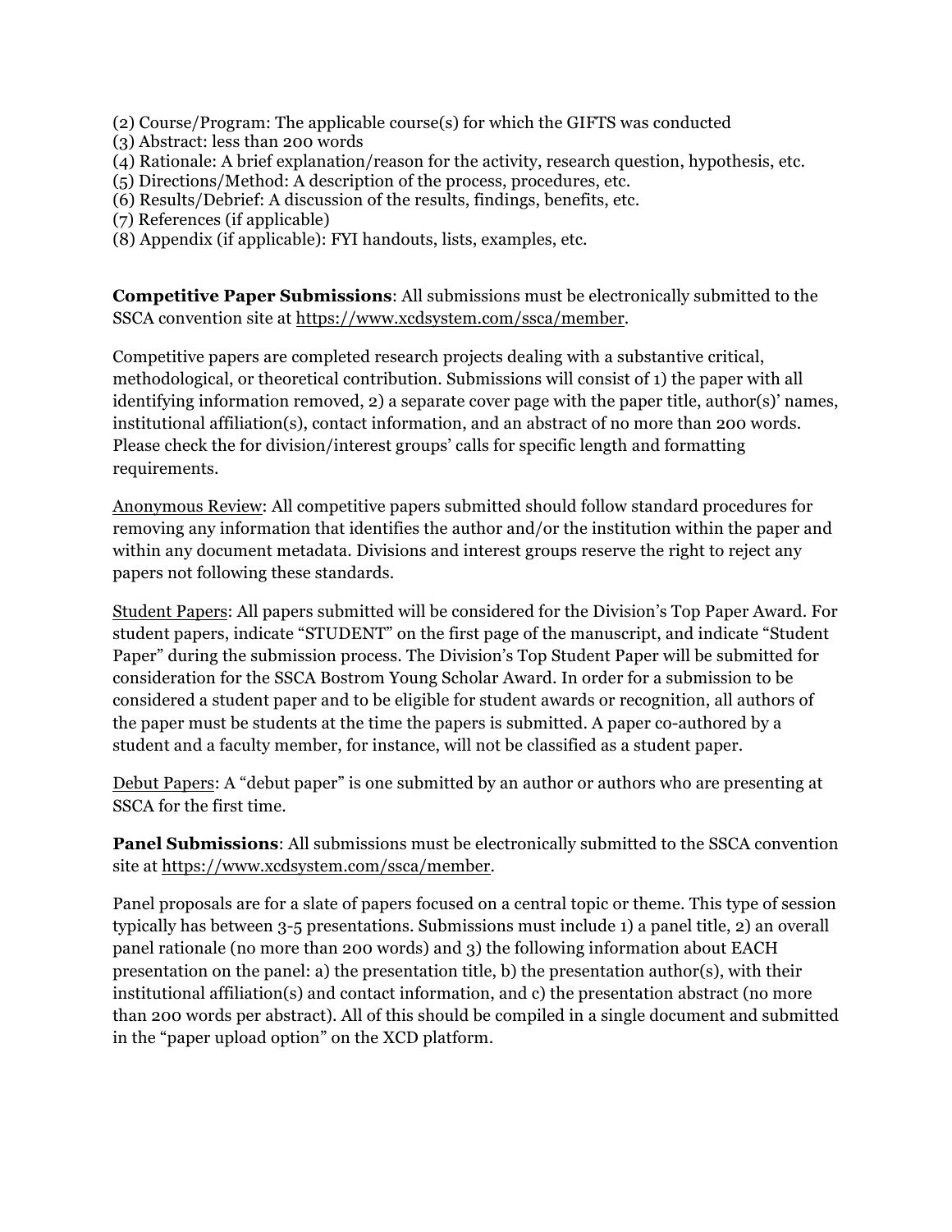(2) Course/Program: The applicable course(s) for which the GIFTS was conducted
(3) Abstract: less than 200 words
(4) Rationale: A brief explanation/reason for the activity, research question, hypothesis, etc.
(5) Directions/Method: A description of the process, procedures, etc.
(6) Results/Debrief: A discussion of the results, findings, benefits, etc.
(7) References (if applicable)
(8) Appendix (if applicable): FYI handouts, lists, examples, etc.

**Competitive Paper Submissions**: All submissions must be electronically submitted to the SSCA convention site at https://www.xcdsystem.com/ssca/member.

Competitive papers are completed research projects dealing with a substantive critical, methodological, or theoretical contribution. Submissions will consist of 1) the paper with all identifying information removed, 2) a separate cover page with the paper title, author(s)' names, institutional affiliation(s), contact information, and an abstract of no more than 200 words. Please check the for division/interest groups' calls for specific length and formatting requirements.

Anonymous Review: All competitive papers submitted should follow standard procedures for removing any information that identifies the author and/or the institution within the paper and within any document metadata. Divisions and interest groups reserve the right to reject any papers not following these standards.

Student Papers: All papers submitted will be considered for the Division's Top Paper Award. For student papers, indicate "STUDENT" on the first page of the manuscript, and indicate "Student Paper" during the submission process. The Division's Top Student Paper will be submitted for consideration for the SSCA Bostrom Young Scholar Award. In order for a submission to be considered a student paper and to be eligible for student awards or recognition, all authors of the paper must be students at the time the papers is submitted. A paper co-authored by a student and a faculty member, for instance, will not be classified as a student paper.

Debut Papers: A "debut paper" is one submitted by an author or authors who are presenting at SSCA for the first time.

**Panel Submissions**: All submissions must be electronically submitted to the SSCA convention site at https://www.xcdsystem.com/ssca/member.

Panel proposals are for a slate of papers focused on a central topic or theme. This type of session typically has between 3-5 presentations. Submissions must include 1) a panel title, 2) an overall panel rationale (no more than 200 words) and 3) the following information about EACH presentation on the panel: a) the presentation title, b) the presentation author(s), with their institutional affiliation(s) and contact information, and c) the presentation abstract (no more than 200 words per abstract). All of this should be compiled in a single document and submitted in the "paper upload option" on the XCD platform.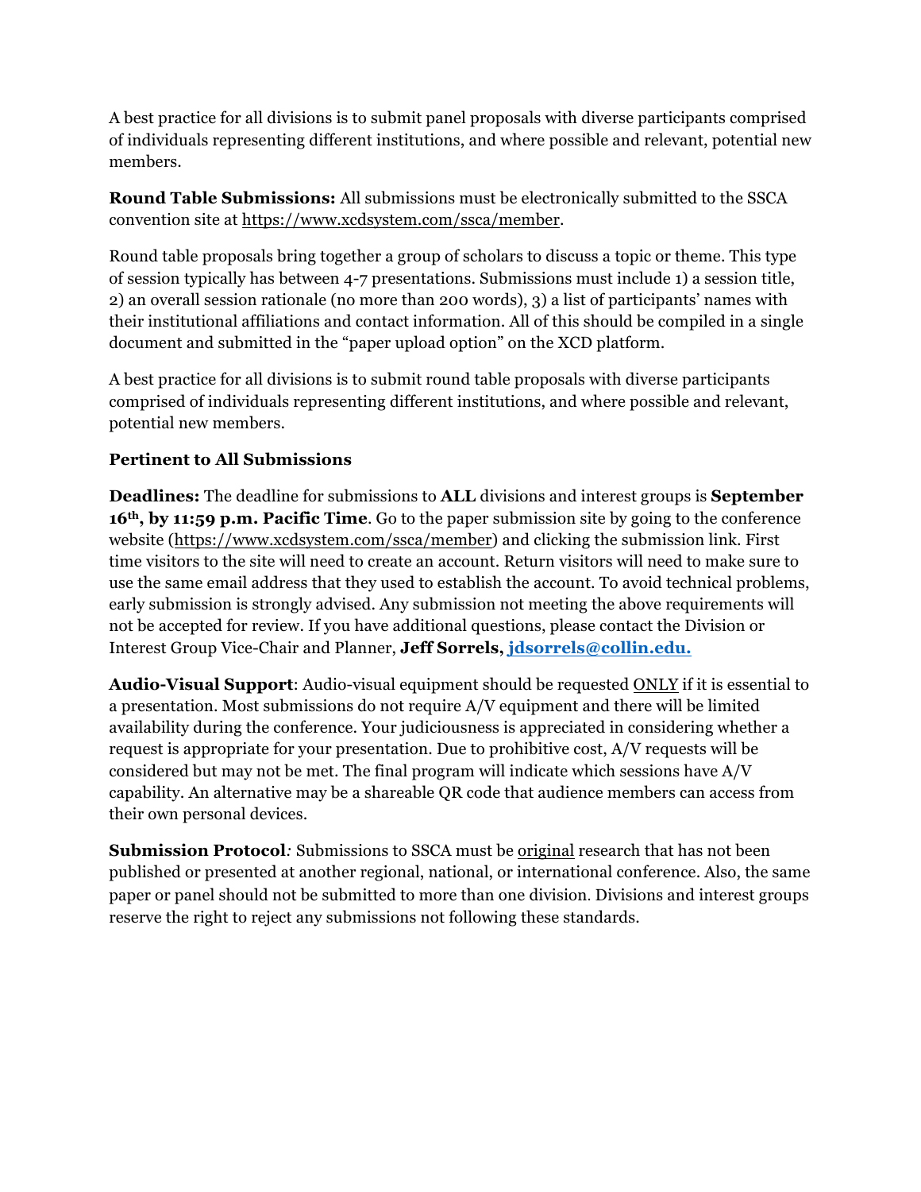A best practice for all divisions is to submit panel proposals with diverse participants comprised of individuals representing different institutions, and where possible and relevant, potential new members.

**Round Table Submissions:** All submissions must be electronically submitted to the SSCA convention site at https://www.xcdsystem.com/ssca/member.

Round table proposals bring together a group of scholars to discuss a topic or theme. This type of session typically has between 4-7 presentations. Submissions must include 1) a session title, 2) an overall session rationale (no more than 200 words), 3) a list of participants' names with their institutional affiliations and contact information. All of this should be compiled in a single document and submitted in the "paper upload option" on the XCD platform.

A best practice for all divisions is to submit round table proposals with diverse participants comprised of individuals representing different institutions, and where possible and relevant, potential new members.

**Pertinent to All Submissions**

**Deadlines:** The deadline for submissions to **ALL** divisions and interest groups is **September 16th, by 11:59 p.m. Pacific Time**. Go to the paper submission site by going to the conference website (https://www.xcdsystem.com/ssca/member) and clicking the submission link. First time visitors to the site will need to create an account. Return visitors will need to make sure to use the same email address that they used to establish the account. To avoid technical problems, early submission is strongly advised. Any submission not meeting the above requirements will not be accepted for review. If you have additional questions, please contact the Division or Interest Group Vice-Chair and Planner, **Jeff Sorrels, jdsorrels@collin.edu.**

**Audio-Visual Support**: Audio-visual equipment should be requested ONLY if it is essential to a presentation. Most submissions do not require A/V equipment and there will be limited availability during the conference. Your judiciousness is appreciated in considering whether a request is appropriate for your presentation. Due to prohibitive cost, A/V requests will be considered but may not be met. The final program will indicate which sessions have A/V capability. An alternative may be a shareable QR code that audience members can access from their own personal devices.

**Submission Protocol***:* Submissions to SSCA must be original research that has not been published or presented at another regional, national, or international conference. Also, the same paper or panel should not be submitted to more than one division. Divisions and interest groups reserve the right to reject any submissions not following these standards.